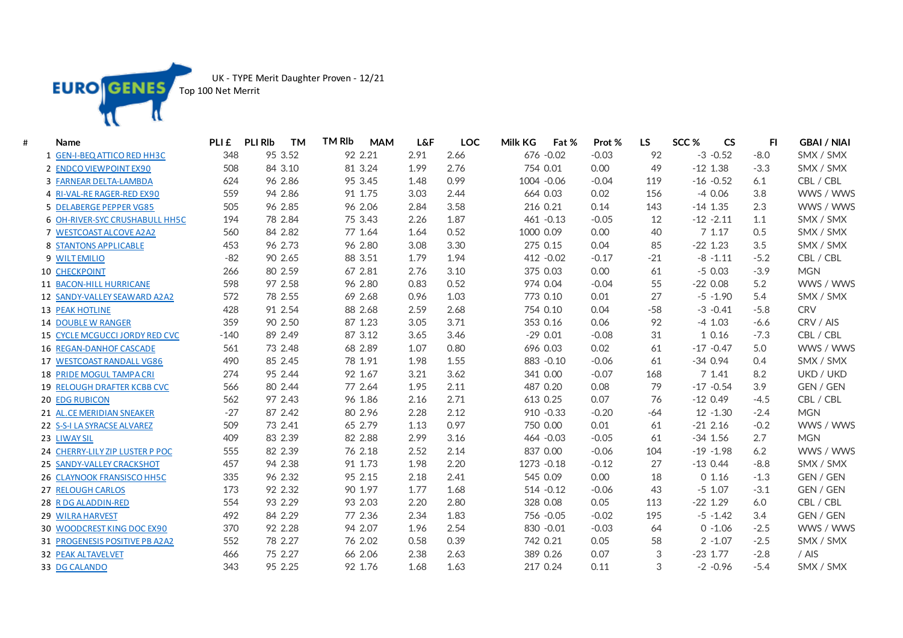EURO GENES

UK - TYPE Merit Daughter Proven - 12/21
Top 100 Net Merrit

| # | Name | PLI £ | PLI Rlb | TM | TM Rlb | MAM | L&F | LOC | Milk KG | Fat % | Prot % | LS | SCC % | CS | FI | GBAI / NIAI |
|---|---|---|---|---|---|---|---|---|---|---|---|---|---|---|---|---|
| 1 | GEN-I-BEQ ATTICO RED HH3C | 348 | 95 | 3.52 | 92 | 2.21 | 2.91 | 2.66 | 676 | -0.02 | -0.03 | 92 | -3 | -0.52 | -8.0 | SMX / SMX |
| 2 | ENDCO VIEWPOINT EX90 | 508 | 84 | 3.10 | 81 | 3.24 | 1.99 | 2.76 | 754 | 0.01 | 0.00 | 49 | -12 | 1.38 | -3.3 | SMX / SMX |
| 3 | FARNEAR DELTA-LAMBDA | 624 | 96 | 2.86 | 95 | 3.45 | 1.48 | 0.99 | 1004 | -0.06 | -0.04 | 119 | -16 | -0.52 | 6.1 | CBL / CBL |
| 4 | RI-VAL-RE RAGER-RED EX90 | 559 | 94 | 2.86 | 91 | 1.75 | 3.03 | 2.44 | 664 | 0.03 | 0.02 | 156 | -4 | 0.06 | 3.8 | WWS / WWS |
| 5 | DELABERGE PEPPER VG85 | 505 | 96 | 2.85 | 96 | 2.06 | 2.84 | 3.58 | 216 | 0.21 | 0.14 | 143 | -14 | 1.35 | 2.3 | WWS / WWS |
| 6 | OH-RIVER-SYC CRUSHABULL HH5C | 194 | 78 | 2.84 | 75 | 3.43 | 2.26 | 1.87 | 461 | -0.13 | -0.05 | 12 | -12 | -2.11 | 1.1 | SMX / SMX |
| 7 | WESTCOAST ALCOVE A2A2 | 560 | 84 | 2.82 | 77 | 1.64 | 1.64 | 0.52 | 1000 | 0.09 | 0.00 | 40 | 7 | 1.17 | 0.5 | SMX / SMX |
| 8 | STANTONS APPLICABLE | 453 | 96 | 2.73 | 96 | 2.80 | 3.08 | 3.30 | 275 | 0.15 | 0.04 | 85 | -22 | 1.23 | 3.5 | SMX / SMX |
| 9 | WILT EMILIO | -82 | 90 | 2.65 | 88 | 3.51 | 1.79 | 1.94 | 412 | -0.02 | -0.17 | -21 | -8 | -1.11 | -5.2 | CBL / CBL |
| 10 | CHECKPOINT | 266 | 80 | 2.59 | 67 | 2.81 | 2.76 | 3.10 | 375 | 0.03 | 0.00 | 61 | -5 | 0.03 | -3.9 | MGN |
| 11 | BACON-HILL HURRICANE | 598 | 97 | 2.58 | 96 | 2.80 | 0.83 | 0.52 | 974 | 0.04 | -0.04 | 55 | -22 | 0.08 | 5.2 | WWS / WWS |
| 12 | SANDY-VALLEY SEAWARD A2A2 | 572 | 78 | 2.55 | 69 | 2.68 | 0.96 | 1.03 | 773 | 0.10 | 0.01 | 27 | -5 | -1.90 | 5.4 | SMX / SMX |
| 13 | PEAK HOTLINE | 428 | 91 | 2.54 | 88 | 2.68 | 2.59 | 2.68 | 754 | 0.10 | 0.04 | -58 | -3 | -0.41 | -5.8 | CRV |
| 14 | DOUBLE W RANGER | 359 | 90 | 2.50 | 87 | 1.23 | 3.05 | 3.71 | 353 | 0.16 | 0.06 | 92 | -4 | 1.03 | -6.6 | CRV / AIS |
| 15 | CYCLE MCGUCCI JORDY RED CVC | -140 | 89 | 2.49 | 87 | 3.12 | 3.65 | 3.46 | -29 | 0.01 | -0.08 | 31 | 1 | 0.16 | -7.3 | CBL / CBL |
| 16 | REGAN-DANHOF CASCADE | 561 | 73 | 2.48 | 68 | 2.89 | 1.07 | 0.80 | 696 | 0.03 | 0.02 | 61 | -17 | -0.47 | 5.0 | WWS / WWS |
| 17 | WESTCOAST RANDALL VG86 | 490 | 85 | 2.45 | 78 | 1.91 | 1.98 | 1.55 | 883 | -0.10 | -0.06 | 61 | -34 | 0.94 | 0.4 | SMX / SMX |
| 18 | PRIDE MOGUL TAMPA CRI | 274 | 95 | 2.44 | 92 | 1.67 | 3.21 | 3.62 | 341 | 0.00 | -0.07 | 168 | 7 | 1.41 | 8.2 | UKD / UKD |
| 19 | RELOUGH DRAFTER KCBB CVC | 566 | 80 | 2.44 | 77 | 2.64 | 1.95 | 2.11 | 487 | 0.20 | 0.08 | 79 | -17 | -0.54 | 3.9 | GEN / GEN |
| 20 | EDG RUBICON | 562 | 97 | 2.43 | 96 | 1.86 | 2.16 | 2.71 | 613 | 0.25 | 0.07 | 76 | -12 | 0.49 | -4.5 | CBL / CBL |
| 21 | AL.CE MERIDIAN SNEAKER | -27 | 87 | 2.42 | 80 | 2.96 | 2.28 | 2.12 | 910 | -0.33 | -0.20 | -64 | 12 | -1.30 | -2.4 | MGN |
| 22 | S-S-I LA SYRACSE ALVAREZ | 509 | 73 | 2.41 | 65 | 2.79 | 1.13 | 0.97 | 750 | 0.00 | 0.01 | 61 | -21 | 2.16 | -0.2 | WWS / WWS |
| 23 | LIWAY SIL | 409 | 83 | 2.39 | 82 | 2.88 | 2.99 | 3.16 | 464 | -0.03 | -0.05 | 61 | -34 | 1.56 | 2.7 | MGN |
| 24 | CHERRY-LILY ZIP LUSTER P POC | 555 | 82 | 2.39 | 76 | 2.18 | 2.52 | 2.14 | 837 | 0.00 | -0.06 | 104 | -19 | -1.98 | 6.2 | WWS / WWS |
| 25 | SANDY-VALLEY CRACKSHOT | 457 | 94 | 2.38 | 91 | 1.73 | 1.98 | 2.20 | 1273 | -0.18 | -0.12 | 27 | -13 | 0.44 | -8.8 | SMX / SMX |
| 26 | CLAYNOOK FRANSISCO HH5C | 335 | 96 | 2.32 | 95 | 2.15 | 2.18 | 2.41 | 545 | 0.09 | 0.00 | 18 | 0 | 1.16 | -1.3 | GEN / GEN |
| 27 | RELOUGH CARLOS | 173 | 92 | 2.32 | 90 | 1.97 | 1.77 | 1.68 | 514 | -0.12 | -0.06 | 43 | -5 | 1.07 | -3.1 | GEN / GEN |
| 28 | R DG ALADDIN-RED | 554 | 93 | 2.29 | 93 | 2.03 | 2.20 | 2.80 | 328 | 0.08 | 0.05 | 113 | -22 | 1.29 | 6.0 | CBL / CBL |
| 29 | WILRA HARVEST | 492 | 84 | 2.29 | 77 | 2.36 | 2.34 | 1.83 | 756 | -0.05 | -0.02 | 195 | -5 | -1.42 | 3.4 | GEN / GEN |
| 30 | WOODCREST KING DOC EX90 | 370 | 92 | 2.28 | 94 | 2.07 | 1.96 | 2.54 | 830 | -0.01 | -0.03 | 64 | 0 | -1.06 | -2.5 | WWS / WWS |
| 31 | PROGENESIS POSITIVE PB A2A2 | 552 | 78 | 2.27 | 76 | 2.02 | 0.58 | 0.39 | 742 | 0.21 | 0.05 | 58 | 2 | -1.07 | -2.5 | SMX / SMX |
| 32 | PEAK ALTAVELVET | 466 | 75 | 2.27 | 66 | 2.06 | 2.38 | 2.63 | 389 | 0.26 | 0.07 | 3 | -23 | 1.77 | -2.8 | / AIS |
| 33 | DG CALANDO | 343 | 95 | 2.25 | 92 | 1.76 | 1.68 | 1.63 | 217 | 0.24 | 0.11 | 3 | -2 | -0.96 | -5.4 | SMX / SMX |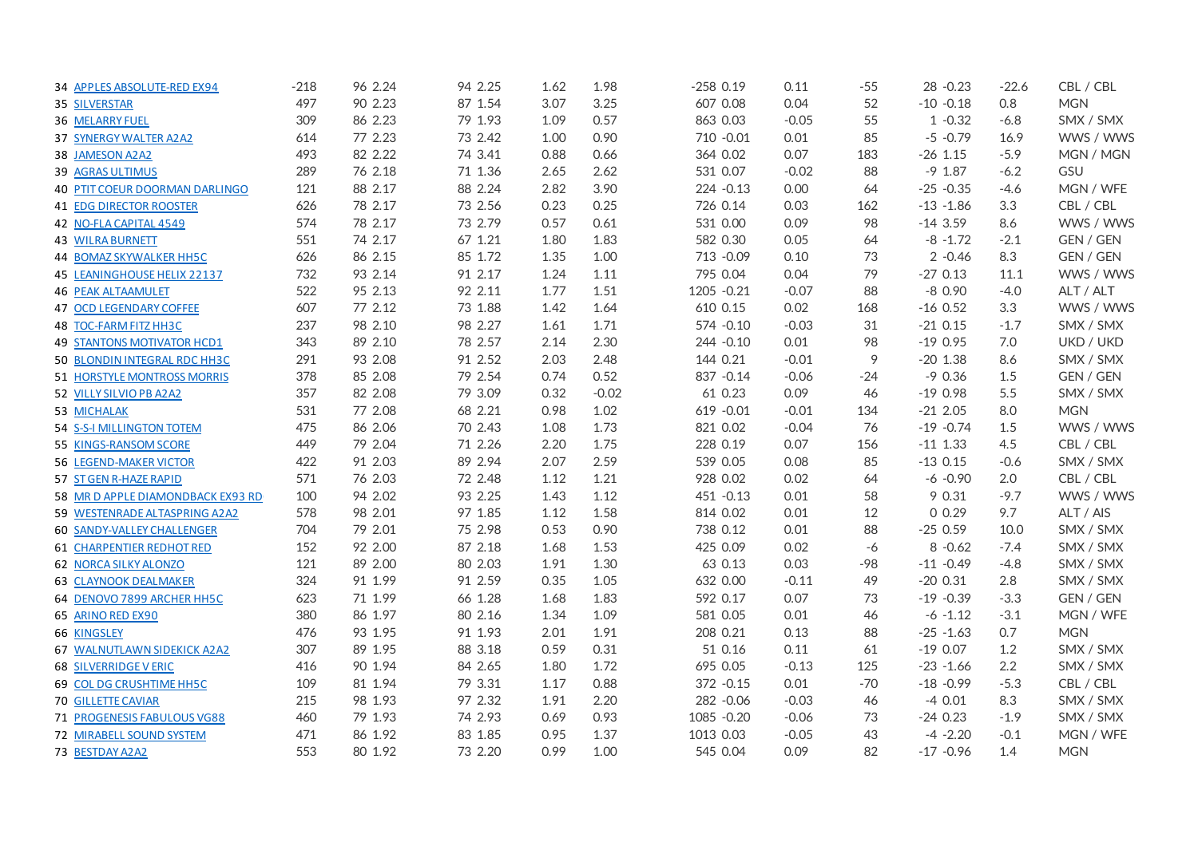| | | | | | | | | | | | | | | | |
|---|---|---|---|---|---|---|---|---|---|---|---|---|---|---|---|
| 34 | APPLES ABSOLUTE-RED EX94 | -218 | 96 | 2.24 | 94 | 2.25 | 1.62 | 1.98 | -258 | 0.19 | 0.11 | -55 | 28 | -0.23 | -22.6 | CBL / CBL |
| 35 | SILVERSTAR | 497 | 90 | 2.23 | 87 | 1.54 | 3.07 | 3.25 | 607 | 0.08 | 0.04 | 52 | -10 | -0.18 | 0.8 | MGN |
| 36 | MELARRY FUEL | 309 | 86 | 2.23 | 79 | 1.93 | 1.09 | 0.57 | 863 | 0.03 | -0.05 | 55 | 1 | -0.32 | -6.8 | SMX / SMX |
| 37 | SYNERGY WALTER A2A2 | 614 | 77 | 2.23 | 73 | 2.42 | 1.00 | 0.90 | 710 | -0.01 | 0.01 | 85 | -5 | -0.79 | 16.9 | WWS / WWS |
| 38 | JAMESON A2A2 | 493 | 82 | 2.22 | 74 | 3.41 | 0.88 | 0.66 | 364 | 0.02 | 0.07 | 183 | -26 | 1.15 | -5.9 | MGN / MGN |
| 39 | AGRAS ULTIMUS | 289 | 76 | 2.18 | 71 | 1.36 | 2.65 | 2.62 | 531 | 0.07 | -0.02 | 88 | -9 | 1.87 | -6.2 | GSU |
| 40 | PTIT COEUR DOORMAN DARLINGO | 121 | 88 | 2.17 | 88 | 2.24 | 2.82 | 3.90 | 224 | -0.13 | 0.00 | 64 | -25 | -0.35 | -4.6 | MGN / WFE |
| 41 | EDG DIRECTOR ROOSTER | 626 | 78 | 2.17 | 73 | 2.56 | 0.23 | 0.25 | 726 | 0.14 | 0.03 | 162 | -13 | -1.86 | 3.3 | CBL / CBL |
| 42 | NO-FLA CAPITAL 4549 | 574 | 78 | 2.17 | 73 | 2.79 | 0.57 | 0.61 | 531 | 0.00 | 0.09 | 98 | -14 | 3.59 | 8.6 | WWS / WWS |
| 43 | WILRA BURNETT | 551 | 74 | 2.17 | 67 | 1.21 | 1.80 | 1.83 | 582 | 0.30 | 0.05 | 64 | -8 | -1.72 | -2.1 | GEN / GEN |
| 44 | BOMAZ SKYWALKER HH5C | 626 | 86 | 2.15 | 85 | 1.72 | 1.35 | 1.00 | 713 | -0.09 | 0.10 | 73 | 2 | -0.46 | 8.3 | GEN / GEN |
| 45 | LEANINGHOUSE HELIX 22137 | 732 | 93 | 2.14 | 91 | 2.17 | 1.24 | 1.11 | 795 | 0.04 | 0.04 | 79 | -27 | 0.13 | 11.1 | WWS / WWS |
| 46 | PEAK ALTAAMULET | 522 | 95 | 2.13 | 92 | 2.11 | 1.77 | 1.51 | 1205 | -0.21 | -0.07 | 88 | -8 | 0.90 | -4.0 | ALT / ALT |
| 47 | OCD LEGENDARY COFFEE | 607 | 77 | 2.12 | 73 | 1.88 | 1.42 | 1.64 | 610 | 0.15 | 0.02 | 168 | -16 | 0.52 | 3.3 | WWS / WWS |
| 48 | TOC-FARM FITZ HH3C | 237 | 98 | 2.10 | 98 | 2.27 | 1.61 | 1.71 | 574 | -0.10 | -0.03 | 31 | -21 | 0.15 | -1.7 | SMX / SMX |
| 49 | STANTONS MOTIVATOR HCD1 | 343 | 89 | 2.10 | 78 | 2.57 | 2.14 | 2.30 | 244 | -0.10 | 0.01 | 98 | -19 | 0.95 | 7.0 | UKD / UKD |
| 50 | BLONDIN INTEGRAL RDC HH3C | 291 | 93 | 2.08 | 91 | 2.52 | 2.03 | 2.48 | 144 | 0.21 | -0.01 | 9 | -20 | 1.38 | 8.6 | SMX / SMX |
| 51 | HORSTYLE MONTROSS MORRIS | 378 | 85 | 2.08 | 79 | 2.54 | 0.74 | 0.52 | 837 | -0.14 | -0.06 | -24 | -9 | 0.36 | 1.5 | GEN / GEN |
| 52 | VILLY SILVIO PB A2A2 | 357 | 82 | 2.08 | 79 | 3.09 | 0.32 | -0.02 | 61 | 0.23 | 0.09 | 46 | -19 | 0.98 | 5.5 | SMX / SMX |
| 53 | MICHALAK | 531 | 77 | 2.08 | 68 | 2.21 | 0.98 | 1.02 | 619 | -0.01 | -0.01 | 134 | -21 | 2.05 | 8.0 | MGN |
| 54 | S-S-I MILLINGTON TOTEM | 475 | 86 | 2.06 | 70 | 2.43 | 1.08 | 1.73 | 821 | 0.02 | -0.04 | 76 | -19 | -0.74 | 1.5 | WWS / WWS |
| 55 | KINGS-RANSOM SCORE | 449 | 79 | 2.04 | 71 | 2.26 | 2.20 | 1.75 | 228 | 0.19 | 0.07 | 156 | -11 | 1.33 | 4.5 | CBL / CBL |
| 56 | LEGEND-MAKER VICTOR | 422 | 91 | 2.03 | 89 | 2.94 | 2.07 | 2.59 | 539 | 0.05 | 0.08 | 85 | -13 | 0.15 | -0.6 | SMX / SMX |
| 57 | ST GEN R-HAZE RAPID | 571 | 76 | 2.03 | 72 | 2.48 | 1.12 | 1.21 | 928 | 0.02 | 0.02 | 64 | -6 | -0.90 | 2.0 | CBL / CBL |
| 58 | MR D APPLE DIAMONDBACK EX93 RD | 100 | 94 | 2.02 | 93 | 2.25 | 1.43 | 1.12 | 451 | -0.13 | 0.01 | 58 | 9 | 0.31 | -9.7 | WWS / WWS |
| 59 | WESTENRADE ALTASPRING A2A2 | 578 | 98 | 2.01 | 97 | 1.85 | 1.12 | 1.58 | 814 | 0.02 | 0.01 | 12 | 0 | 0.29 | 9.7 | ALT / AIS |
| 60 | SANDY-VALLEY CHALLENGER | 704 | 79 | 2.01 | 75 | 2.98 | 0.53 | 0.90 | 738 | 0.12 | 0.01 | 88 | -25 | 0.59 | 10.0 | SMX / SMX |
| 61 | CHARPENTIER REDHOT RED | 152 | 92 | 2.00 | 87 | 2.18 | 1.68 | 1.53 | 425 | 0.09 | 0.02 | -6 | 8 | -0.62 | -7.4 | SMX / SMX |
| 62 | NORCA SILKY ALONZO | 121 | 89 | 2.00 | 80 | 2.03 | 1.91 | 1.30 | 63 | 0.13 | 0.03 | -98 | -11 | -0.49 | -4.8 | SMX / SMX |
| 63 | CLAYNOOK DEALMAKER | 324 | 91 | 1.99 | 91 | 2.59 | 0.35 | 1.05 | 632 | 0.00 | -0.11 | 49 | -20 | 0.31 | 2.8 | SMX / SMX |
| 64 | DENOVO 7899 ARCHER HH5C | 623 | 71 | 1.99 | 66 | 1.28 | 1.68 | 1.83 | 592 | 0.17 | 0.07 | 73 | -19 | -0.39 | -3.3 | GEN / GEN |
| 65 | ARINO RED EX90 | 380 | 86 | 1.97 | 80 | 2.16 | 1.34 | 1.09 | 581 | 0.05 | 0.01 | 46 | -6 | -1.12 | -3.1 | MGN / WFE |
| 66 | KINGSLEY | 476 | 93 | 1.95 | 91 | 1.93 | 2.01 | 1.91 | 208 | 0.21 | 0.13 | 88 | -25 | -1.63 | 0.7 | MGN |
| 67 | WALNUTLAWN SIDEKICK A2A2 | 307 | 89 | 1.95 | 88 | 3.18 | 0.59 | 0.31 | 51 | 0.16 | 0.11 | 61 | -19 | 0.07 | 1.2 | SMX / SMX |
| 68 | SILVERRIDGE V ERIC | 416 | 90 | 1.94 | 84 | 2.65 | 1.80 | 1.72 | 695 | 0.05 | -0.13 | 125 | -23 | -1.66 | 2.2 | SMX / SMX |
| 69 | COL DG CRUSHTIME HH5C | 109 | 81 | 1.94 | 79 | 3.31 | 1.17 | 0.88 | 372 | -0.15 | 0.01 | -70 | -18 | -0.99 | -5.3 | CBL / CBL |
| 70 | GILLETTE CAVIAR | 215 | 98 | 1.93 | 97 | 2.32 | 1.91 | 2.20 | 282 | -0.06 | -0.03 | 46 | -4 | 0.01 | 8.3 | SMX / SMX |
| 71 | PROGENESIS FABULOUS VG88 | 460 | 79 | 1.93 | 74 | 2.93 | 0.69 | 0.93 | 1085 | -0.20 | -0.06 | 73 | -24 | 0.23 | -1.9 | SMX / SMX |
| 72 | MIRABELL SOUND SYSTEM | 471 | 86 | 1.92 | 83 | 1.85 | 0.95 | 1.37 | 1013 | 0.03 | -0.05 | 43 | -4 | -2.20 | -0.1 | MGN / WFE |
| 73 | BESTDAY A2A2 | 553 | 80 | 1.92 | 73 | 2.20 | 0.99 | 1.00 | 545 | 0.04 | 0.09 | 82 | -17 | -0.96 | 1.4 | MGN |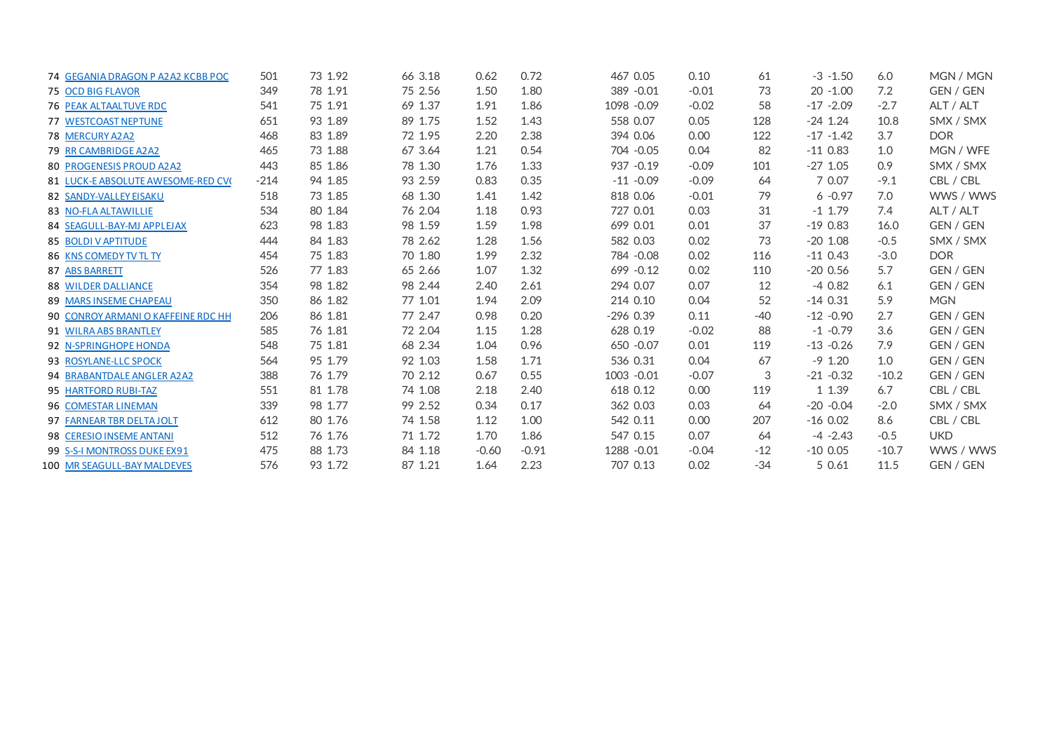| | | | | | | | | | | | | | | | |
|---|---|---|---|---|---|---|---|---|---|---|---|---|---|---|---|
| 74 | GEGANIA DRAGON P A2A2 KCBB POC | 501 | 73 | 1.92 | 66 | 3.18 | 0.62 | 0.72 | 467 | 0.05 | 0.10 | 61 | -3 | -1.50 | 6.0 | MGN / MGN |
| 75 | OCD BIG FLAVOR | 349 | 78 | 1.91 | 75 | 2.56 | 1.50 | 1.80 | 389 | -0.01 | -0.01 | 73 | 20 | -1.00 | 7.2 | GEN / GEN |
| 76 | PEAK ALTAALTUVE RDC | 541 | 75 | 1.91 | 69 | 1.37 | 1.91 | 1.86 | 1098 | -0.09 | -0.02 | 58 | -17 | -2.09 | -2.7 | ALT / ALT |
| 77 | WESTCOAST NEPTUNE | 651 | 93 | 1.89 | 89 | 1.75 | 1.52 | 1.43 | 558 | 0.07 | 0.05 | 128 | -24 | 1.24 | 10.8 | SMX / SMX |
| 78 | MERCURY A2A2 | 468 | 83 | 1.89 | 72 | 1.95 | 2.20 | 2.38 | 394 | 0.06 | 0.00 | 122 | -17 | -1.42 | 3.7 | DOR |
| 79 | RR CAMBRIDGE A2A2 | 465 | 73 | 1.88 | 67 | 3.64 | 1.21 | 0.54 | 704 | -0.05 | 0.04 | 82 | -11 | 0.83 | 1.0 | MGN / WFE |
| 80 | PROGENESIS PROUD A2A2 | 443 | 85 | 1.86 | 78 | 1.30 | 1.76 | 1.33 | 937 | -0.19 | -0.09 | 101 | -27 | 1.05 | 0.9 | SMX / SMX |
| 81 | LUCK-E ABSOLUTE AWESOME-RED CV( | -214 | 94 | 1.85 | 93 | 2.59 | 0.83 | 0.35 | -11 | -0.09 | -0.09 | 64 | 7 | 0.07 | -9.1 | CBL / CBL |
| 82 | SANDY-VALLEY EISAKU | 518 | 73 | 1.85 | 68 | 1.30 | 1.41 | 1.42 | 818 | 0.06 | -0.01 | 79 | 6 | -0.97 | 7.0 | WWS / WWS |
| 83 | NO-FLA ALTAWILLIE | 534 | 80 | 1.84 | 76 | 2.04 | 1.18 | 0.93 | 727 | 0.01 | 0.03 | 31 | -1 | 1.79 | 7.4 | ALT / ALT |
| 84 | SEAGULL-BAY-MJ APPLEJAX | 623 | 98 | 1.83 | 98 | 1.59 | 1.59 | 1.98 | 699 | 0.01 | 0.01 | 37 | -19 | 0.83 | 16.0 | GEN / GEN |
| 85 | BOLDI V APTITUDE | 444 | 84 | 1.83 | 78 | 2.62 | 1.28 | 1.56 | 582 | 0.03 | 0.02 | 73 | -20 | 1.08 | -0.5 | SMX / SMX |
| 86 | KNS COMEDY TV TL TY | 454 | 75 | 1.83 | 70 | 1.80 | 1.99 | 2.32 | 784 | -0.08 | 0.02 | 116 | -11 | 0.43 | -3.0 | DOR |
| 87 | ABS BARRETT | 526 | 77 | 1.83 | 65 | 2.66 | 1.07 | 1.32 | 699 | -0.12 | 0.02 | 110 | -20 | 0.56 | 5.7 | GEN / GEN |
| 88 | WILDER DALLIANCE | 354 | 98 | 1.82 | 98 | 2.44 | 2.40 | 2.61 | 294 | 0.07 | 0.07 | 12 | -4 | 0.82 | 6.1 | GEN / GEN |
| 89 | MARS INSEME CHAPEAU | 350 | 86 | 1.82 | 77 | 1.01 | 1.94 | 2.09 | 214 | 0.10 | 0.04 | 52 | -14 | 0.31 | 5.9 | MGN |
| 90 | CONROY ARMANI O KAFFEINE RDC HH | 206 | 86 | 1.81 | 77 | 2.47 | 0.98 | 0.20 | -296 | 0.39 | 0.11 | -40 | -12 | -0.90 | 2.7 | GEN / GEN |
| 91 | WILRA ABS BRANTLEY | 585 | 76 | 1.81 | 72 | 2.04 | 1.15 | 1.28 | 628 | 0.19 | -0.02 | 88 | -1 | -0.79 | 3.6 | GEN / GEN |
| 92 | N-SPRINGHOPE HONDA | 548 | 75 | 1.81 | 68 | 2.34 | 1.04 | 0.96 | 650 | -0.07 | 0.01 | 119 | -13 | -0.26 | 7.9 | GEN / GEN |
| 93 | ROSYLANE-LLC SPOCK | 564 | 95 | 1.79 | 92 | 1.03 | 1.58 | 1.71 | 536 | 0.31 | 0.04 | 67 | -9 | 1.20 | 1.0 | GEN / GEN |
| 94 | BRABANTDALE ANGLER A2A2 | 388 | 76 | 1.79 | 70 | 2.12 | 0.67 | 0.55 | 1003 | -0.01 | -0.07 | 3 | -21 | -0.32 | -10.2 | GEN / GEN |
| 95 | HARTFORD RUBI-TAZ | 551 | 81 | 1.78 | 74 | 1.08 | 2.18 | 2.40 | 618 | 0.12 | 0.00 | 119 | 1 | 1.39 | 6.7 | CBL / CBL |
| 96 | COMESTAR LINEMAN | 339 | 98 | 1.77 | 99 | 2.52 | 0.34 | 0.17 | 362 | 0.03 | 0.03 | 64 | -20 | -0.04 | -2.0 | SMX / SMX |
| 97 | FARNEAR TBR DELTA JOLT | 612 | 80 | 1.76 | 74 | 1.58 | 1.12 | 1.00 | 542 | 0.11 | 0.00 | 207 | -16 | 0.02 | 8.6 | CBL / CBL |
| 98 | CERESIO INSEME ANTANI | 512 | 76 | 1.76 | 71 | 1.72 | 1.70 | 1.86 | 547 | 0.15 | 0.07 | 64 | -4 | -2.43 | -0.5 | UKD |
| 99 | S-S-I MONTROSS DUKE EX91 | 475 | 88 | 1.73 | 84 | 1.18 | -0.60 | -0.91 | 1288 | -0.01 | -0.04 | -12 | -10 | 0.05 | -10.7 | WWS / WWS |
| 100 | MR SEAGULL-BAY MALDEVES | 576 | 93 | 1.72 | 87 | 1.21 | 1.64 | 2.23 | 707 | 0.13 | 0.02 | -34 | 5 | 0.61 | 11.5 | GEN / GEN |